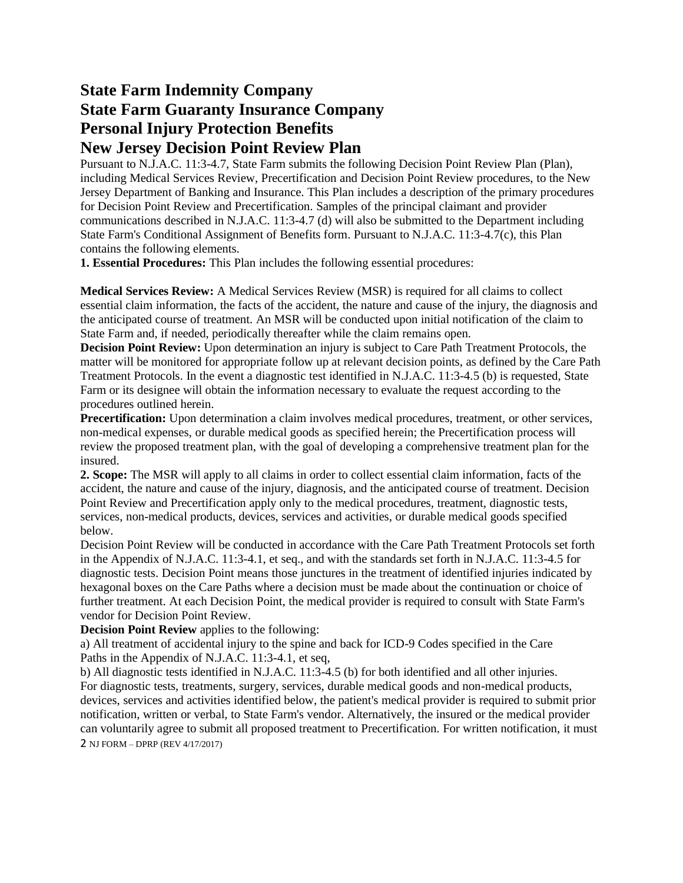# State Farm Indemnity Company
# State Farm Guaranty Insurance Company
# Personal Injury Protection Benefits
# New Jersey Decision Point Review Plan

Pursuant to N.J.A.C. 11:3-4.7, State Farm submits the following Decision Point Review Plan (Plan), including Medical Services Review, Precertification and Decision Point Review procedures, to the New Jersey Department of Banking and Insurance. This Plan includes a description of the primary procedures for Decision Point Review and Precertification. Samples of the principal claimant and provider communications described in N.J.A.C. 11:3-4.7 (d) will also be submitted to the Department including State Farm's Conditional Assignment of Benefits form. Pursuant to N.J.A.C. 11:3-4.7(c), this Plan contains the following elements.

**1. Essential Procedures:** This Plan includes the following essential procedures:

**Medical Services Review:** A Medical Services Review (MSR) is required for all claims to collect essential claim information, the facts of the accident, the nature and cause of the injury, the diagnosis and the anticipated course of treatment. An MSR will be conducted upon initial notification of the claim to State Farm and, if needed, periodically thereafter while the claim remains open.

**Decision Point Review:** Upon determination an injury is subject to Care Path Treatment Protocols, the matter will be monitored for appropriate follow up at relevant decision points, as defined by the Care Path Treatment Protocols. In the event a diagnostic test identified in N.J.A.C. 11:3-4.5 (b) is requested, State Farm or its designee will obtain the information necessary to evaluate the request according to the procedures outlined herein.

**Precertification:** Upon determination a claim involves medical procedures, treatment, or other services, non-medical expenses, or durable medical goods as specified herein; the Precertification process will review the proposed treatment plan, with the goal of developing a comprehensive treatment plan for the insured.

**2. Scope:** The MSR will apply to all claims in order to collect essential claim information, facts of the accident, the nature and cause of the injury, diagnosis, and the anticipated course of treatment. Decision Point Review and Precertification apply only to the medical procedures, treatment, diagnostic tests, services, non-medical products, devices, services and activities, or durable medical goods specified below.

Decision Point Review will be conducted in accordance with the Care Path Treatment Protocols set forth in the Appendix of N.J.A.C. 11:3-4.1, et seq., and with the standards set forth in N.J.A.C. 11:3-4.5 for diagnostic tests. Decision Point means those junctures in the treatment of identified injuries indicated by hexagonal boxes on the Care Paths where a decision must be made about the continuation or choice of further treatment. At each Decision Point, the medical provider is required to consult with State Farm's vendor for Decision Point Review.

**Decision Point Review** applies to the following:

a) All treatment of accidental injury to the spine and back for ICD-9 Codes specified in the Care Paths in the Appendix of N.J.A.C. 11:3-4.1, et seq,

b) All diagnostic tests identified in N.J.A.C. 11:3-4.5 (b) for both identified and all other injuries.

For diagnostic tests, treatments, surgery, services, durable medical goods and non-medical products, devices, services and activities identified below, the patient's medical provider is required to submit prior notification, written or verbal, to State Farm's vendor. Alternatively, the insured or the medical provider can voluntarily agree to submit all proposed treatment to Precertification. For written notification, it must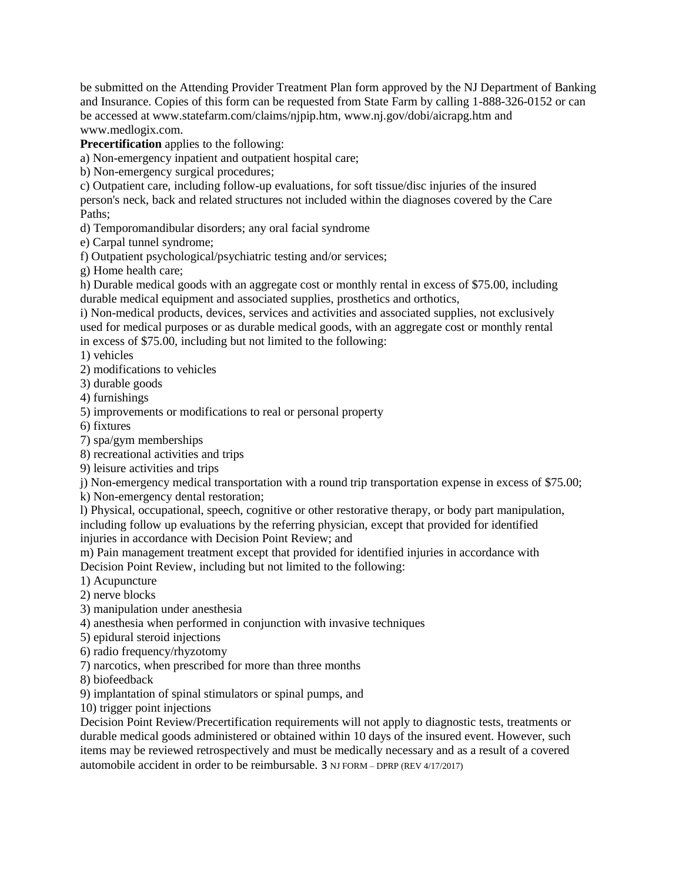be submitted on the Attending Provider Treatment Plan form approved by the NJ Department of Banking and Insurance. Copies of this form can be requested from State Farm by calling 1-888-326-0152 or can be accessed at www.statefarm.com/claims/njpip.htm, www.nj.gov/dobi/aicrapg.htm and www.medlogix.com.

**Precertification** applies to the following:

a) Non-emergency inpatient and outpatient hospital care;

b) Non-emergency surgical procedures;

c) Outpatient care, including follow-up evaluations, for soft tissue/disc injuries of the insured person's neck, back and related structures not included within the diagnoses covered by the Care Paths;

d) Temporomandibular disorders; any oral facial syndrome

e) Carpal tunnel syndrome;

f) Outpatient psychological/psychiatric testing and/or services;

g) Home health care;

h) Durable medical goods with an aggregate cost or monthly rental in excess of $75.00, including durable medical equipment and associated supplies, prosthetics and orthotics,

i) Non-medical products, devices, services and activities and associated supplies, not exclusively used for medical purposes or as durable medical goods, with an aggregate cost or monthly rental in excess of $75.00, including but not limited to the following:

1) vehicles

2) modifications to vehicles

3) durable goods

4) furnishings

5) improvements or modifications to real or personal property

6) fixtures

7) spa/gym memberships

8) recreational activities and trips

9) leisure activities and trips

j) Non-emergency medical transportation with a round trip transportation expense in excess of $75.00;

k) Non-emergency dental restoration;

l) Physical, occupational, speech, cognitive or other restorative therapy, or body part manipulation, including follow up evaluations by the referring physician, except that provided for identified injuries in accordance with Decision Point Review; and

m) Pain management treatment except that provided for identified injuries in accordance with Decision Point Review, including but not limited to the following:

1) Acupuncture

2) nerve blocks

3) manipulation under anesthesia

4) anesthesia when performed in conjunction with invasive techniques

5) epidural steroid injections

6) radio frequency/rhyzotomy

7) narcotics, when prescribed for more than three months

8) biofeedback

9) implantation of spinal stimulators or spinal pumps, and

10) trigger point injections

Decision Point Review/Precertification requirements will not apply to diagnostic tests, treatments or durable medical goods administered or obtained within 10 days of the insured event. However, such items may be reviewed retrospectively and must be medically necessary and as a result of a covered automobile accident in order to be reimbursable.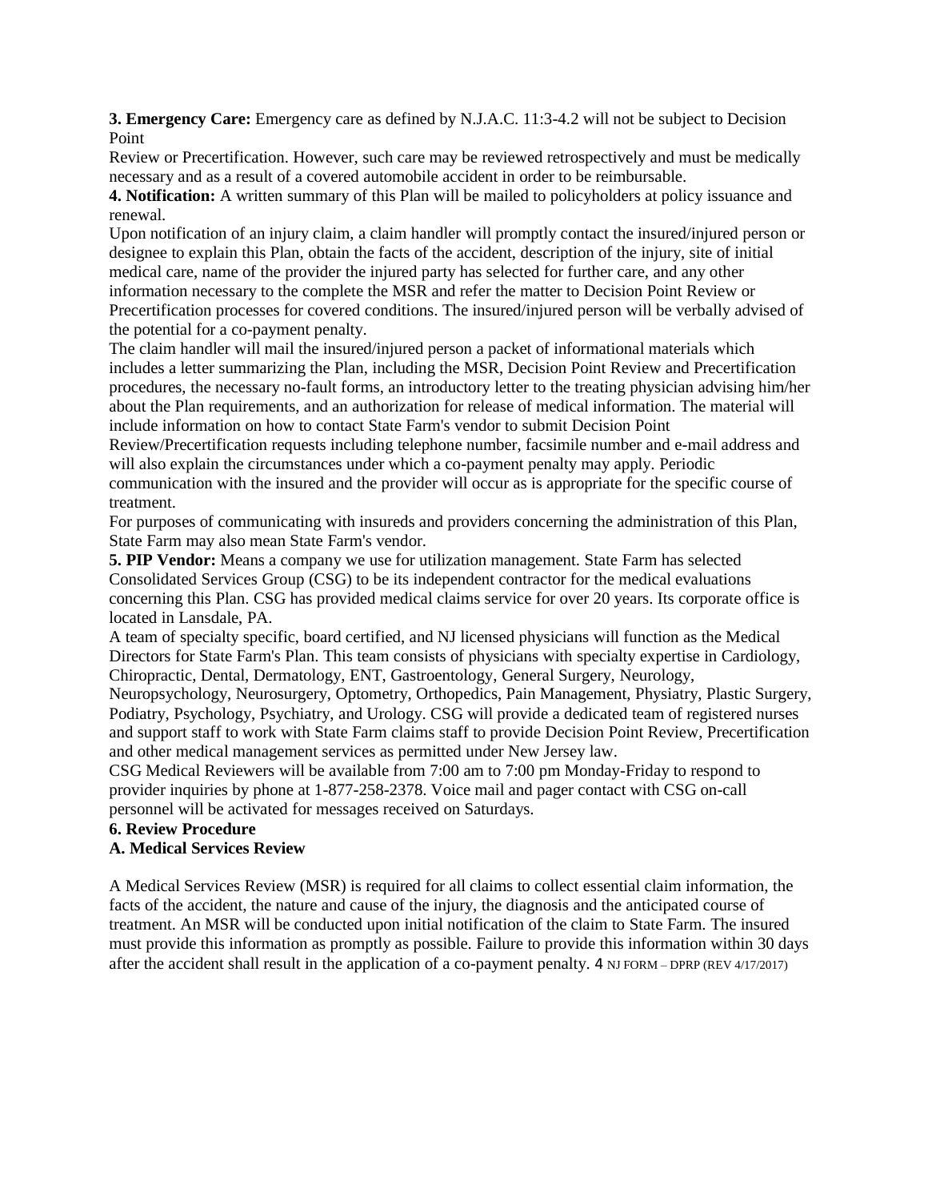**3. Emergency Care:** Emergency care as defined by N.J.A.C. 11:3-4.2 will not be subject to Decision Point Review or Precertification. However, such care may be reviewed retrospectively and must be medically necessary and as a result of a covered automobile accident in order to be reimbursable.

**4. Notification:** A written summary of this Plan will be mailed to policyholders at policy issuance and renewal.

Upon notification of an injury claim, a claim handler will promptly contact the insured/injured person or designee to explain this Plan, obtain the facts of the accident, description of the injury, site of initial medical care, name of the provider the injured party has selected for further care, and any other information necessary to the complete the MSR and refer the matter to Decision Point Review or Precertification processes for covered conditions. The insured/injured person will be verbally advised of the potential for a co-payment penalty.

The claim handler will mail the insured/injured person a packet of informational materials which includes a letter summarizing the Plan, including the MSR, Decision Point Review and Precertification procedures, the necessary no-fault forms, an introductory letter to the treating physician advising him/her about the Plan requirements, and an authorization for release of medical information. The material will include information on how to contact State Farm's vendor to submit Decision Point Review/Precertification requests including telephone number, facsimile number and e-mail address and will also explain the circumstances under which a co-payment penalty may apply. Periodic communication with the insured and the provider will occur as is appropriate for the specific course of treatment.

For purposes of communicating with insureds and providers concerning the administration of this Plan, State Farm may also mean State Farm's vendor.

**5. PIP Vendor:** Means a company we use for utilization management. State Farm has selected Consolidated Services Group (CSG) to be its independent contractor for the medical evaluations concerning this Plan. CSG has provided medical claims service for over 20 years. Its corporate office is located in Lansdale, PA.

A team of specialty specific, board certified, and NJ licensed physicians will function as the Medical Directors for State Farm's Plan. This team consists of physicians with specialty expertise in Cardiology, Chiropractic, Dental, Dermatology, ENT, Gastroentology, General Surgery, Neurology, Neuropsychology, Neurosurgery, Optometry, Orthopedics, Pain Management, Physiatry, Plastic Surgery, Podiatry, Psychology, Psychiatry, and Urology. CSG will provide a dedicated team of registered nurses and support staff to work with State Farm claims staff to provide Decision Point Review, Precertification and other medical management services as permitted under New Jersey law.

CSG Medical Reviewers will be available from 7:00 am to 7:00 pm Monday-Friday to respond to provider inquiries by phone at 1-877-258-2378. Voice mail and pager contact with CSG on-call personnel will be activated for messages received on Saturdays.

**6. Review Procedure**

**A. Medical Services Review**

A Medical Services Review (MSR) is required for all claims to collect essential claim information, the facts of the accident, the nature and cause of the injury, the diagnosis and the anticipated course of treatment. An MSR will be conducted upon initial notification of the claim to State Farm. The insured must provide this information as promptly as possible. Failure to provide this information within 30 days after the accident shall result in the application of a co-payment penalty.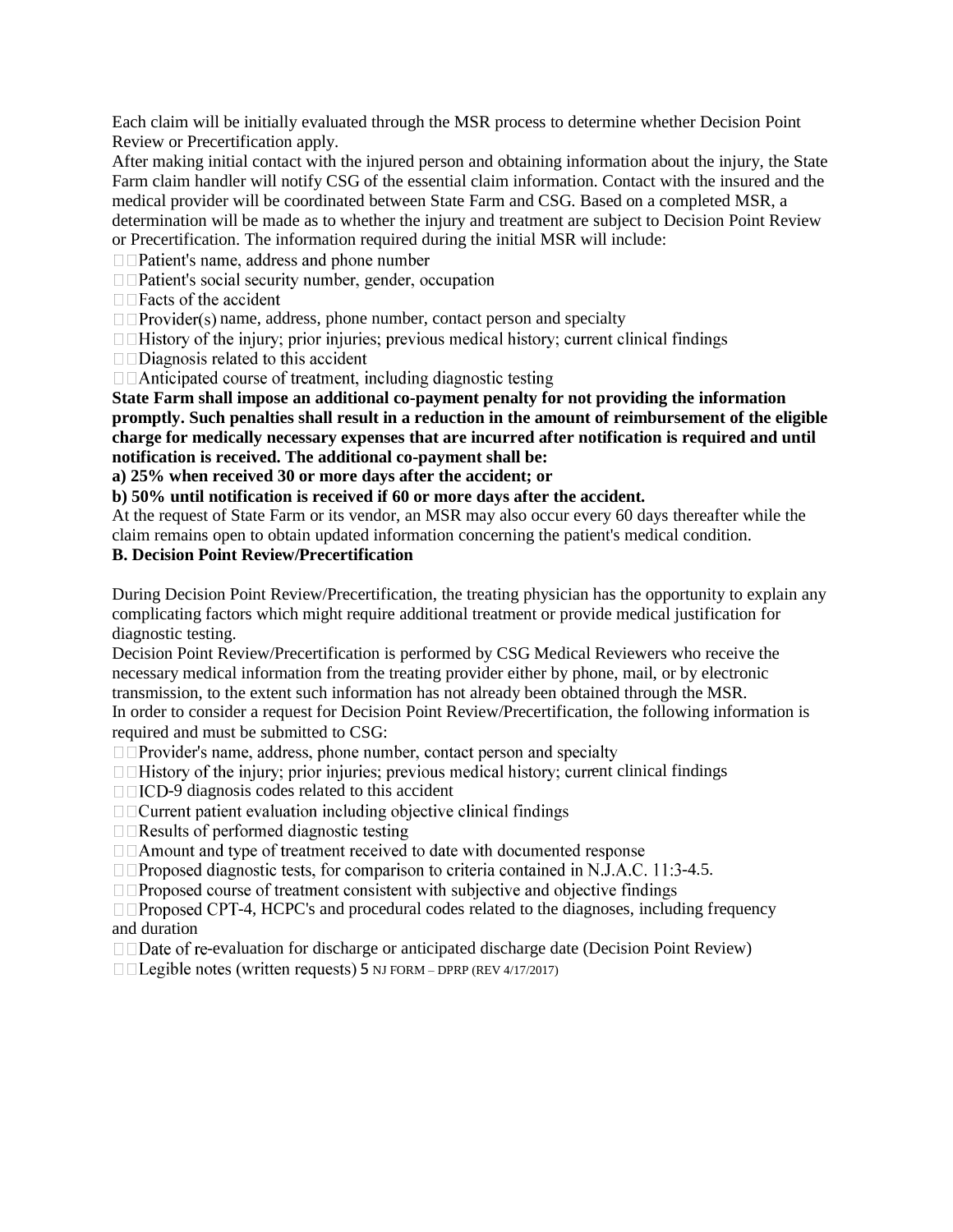Each claim will be initially evaluated through the MSR process to determine whether Decision Point Review or Precertification apply.

After making initial contact with the injured person and obtaining information about the injury, the State Farm claim handler will notify CSG of the essential claim information. Contact with the insured and the medical provider will be coordinated between State Farm and CSG. Based on a completed MSR, a determination will be made as to whether the injury and treatment are subject to Decision Point Review or Precertification. The information required during the initial MSR will include:

- Patient's name, address and phone number
- Patient's social security number, gender, occupation
- Facts of the accident
- Provider(s) name, address, phone number, contact person and specialty
- History of the injury; prior injuries; previous medical history; current clinical findings
- Diagnosis related to this accident
- Anticipated course of treatment, including diagnostic testing

**State Farm shall impose an additional co-payment penalty for not providing the information promptly. Such penalties shall result in a reduction in the amount of reimbursement of the eligible charge for medically necessary expenses that are incurred after notification is required and until notification is received. The additional co-payment shall be:**

**a) 25% when received 30 or more days after the accident; or**

**b) 50% until notification is received if 60 or more days after the accident.**

At the request of State Farm or its vendor, an MSR may also occur every 60 days thereafter while the claim remains open to obtain updated information concerning the patient's medical condition.

**B. Decision Point Review/Precertification**

During Decision Point Review/Precertification, the treating physician has the opportunity to explain any complicating factors which might require additional treatment or provide medical justification for diagnostic testing.

Decision Point Review/Precertification is performed by CSG Medical Reviewers who receive the necessary medical information from the treating provider either by phone, mail, or by electronic transmission, to the extent such information has not already been obtained through the MSR.

In order to consider a request for Decision Point Review/Precertification, the following information is required and must be submitted to CSG:

- Provider's name, address, phone number, contact person and specialty
- History of the injury; prior injuries; previous medical history; current clinical findings
- ICD-9 diagnosis codes related to this accident
- Current patient evaluation including objective clinical findings
- Results of performed diagnostic testing
- Amount and type of treatment received to date with documented response
- Proposed diagnostic tests, for comparison to criteria contained in N.J.A.C. 11:3-4.5.
- Proposed course of treatment consistent with subjective and objective findings
- Proposed CPT-4, HCPC's and procedural codes related to the diagnoses, including frequency and duration
- Date of re-evaluation for discharge or anticipated discharge date (Decision Point Review)
- Legible notes (written requests)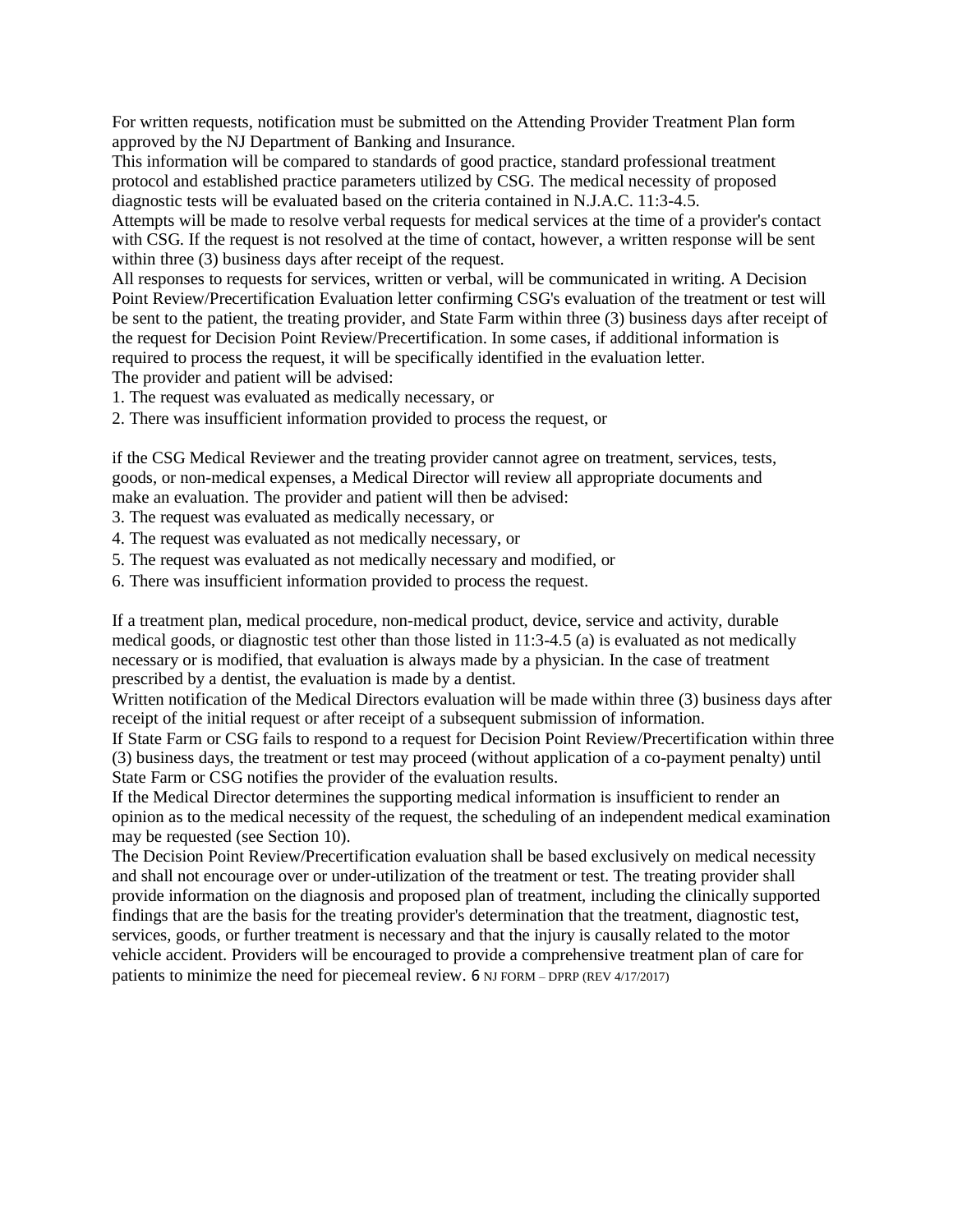For written requests, notification must be submitted on the Attending Provider Treatment Plan form approved by the NJ Department of Banking and Insurance.

This information will be compared to standards of good practice, standard professional treatment protocol and established practice parameters utilized by CSG. The medical necessity of proposed diagnostic tests will be evaluated based on the criteria contained in N.J.A.C. 11:3-4.5.

Attempts will be made to resolve verbal requests for medical services at the time of a provider's contact with CSG. If the request is not resolved at the time of contact, however, a written response will be sent within three (3) business days after receipt of the request.

All responses to requests for services, written or verbal, will be communicated in writing. A Decision Point Review/Precertification Evaluation letter confirming CSG's evaluation of the treatment or test will be sent to the patient, the treating provider, and State Farm within three (3) business days after receipt of the request for Decision Point Review/Precertification. In some cases, if additional information is required to process the request, it will be specifically identified in the evaluation letter.

The provider and patient will be advised:

1. The request was evaluated as medically necessary, or
2. There was insufficient information provided to process the request, or

if the CSG Medical Reviewer and the treating provider cannot agree on treatment, services, tests, goods, or non-medical expenses, a Medical Director will review all appropriate documents and make an evaluation. The provider and patient will then be advised:

3. The request was evaluated as medically necessary, or
4. The request was evaluated as not medically necessary, or
5. The request was evaluated as not medically necessary and modified, or
6. There was insufficient information provided to process the request.

If a treatment plan, medical procedure, non-medical product, device, service and activity, durable medical goods, or diagnostic test other than those listed in 11:3-4.5 (a) is evaluated as not medically necessary or is modified, that evaluation is always made by a physician. In the case of treatment prescribed by a dentist, the evaluation is made by a dentist.

Written notification of the Medical Directors evaluation will be made within three (3) business days after receipt of the initial request or after receipt of a subsequent submission of information.

If State Farm or CSG fails to respond to a request for Decision Point Review/Precertification within three (3) business days, the treatment or test may proceed (without application of a co-payment penalty) until State Farm or CSG notifies the provider of the evaluation results.

If the Medical Director determines the supporting medical information is insufficient to render an opinion as to the medical necessity of the request, the scheduling of an independent medical examination may be requested (see Section 10).

The Decision Point Review/Precertification evaluation shall be based exclusively on medical necessity and shall not encourage over or under-utilization of the treatment or test. The treating provider shall provide information on the diagnosis and proposed plan of treatment, including the clinically supported findings that are the basis for the treating provider's determination that the treatment, diagnostic test, services, goods, or further treatment is necessary and that the injury is causally related to the motor vehicle accident. Providers will be encouraged to provide a comprehensive treatment plan of care for patients to minimize the need for piecemeal review.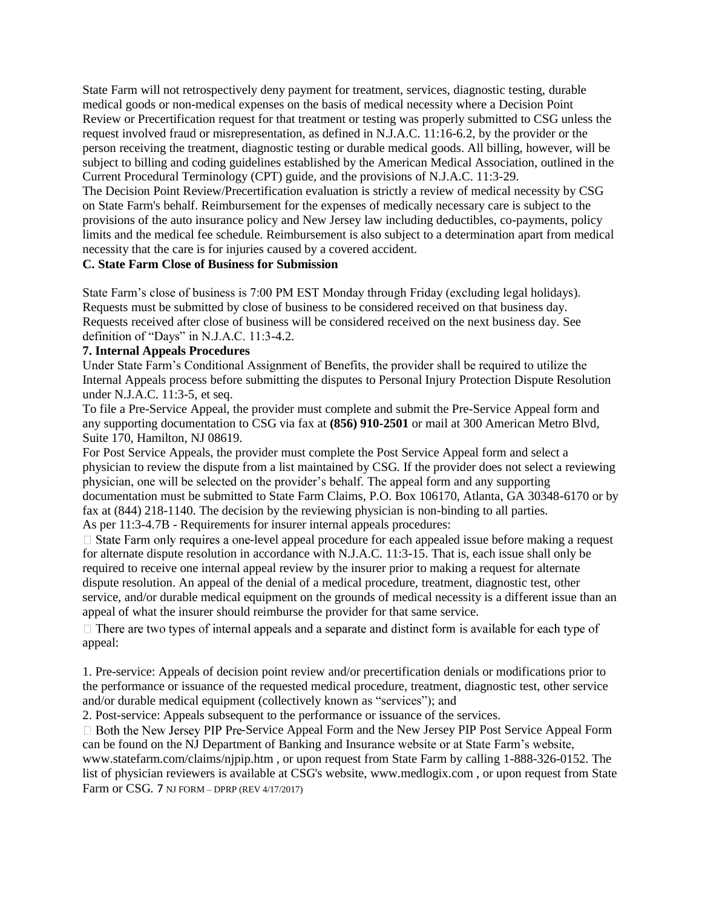State Farm will not retrospectively deny payment for treatment, services, diagnostic testing, durable medical goods or non-medical expenses on the basis of medical necessity where a Decision Point Review or Precertification request for that treatment or testing was properly submitted to CSG unless the request involved fraud or misrepresentation, as defined in N.J.A.C. 11:16-6.2, by the provider or the person receiving the treatment, diagnostic testing or durable medical goods. All billing, however, will be subject to billing and coding guidelines established by the American Medical Association, outlined in the Current Procedural Terminology (CPT) guide, and the provisions of N.J.A.C. 11:3-29.

The Decision Point Review/Precertification evaluation is strictly a review of medical necessity by CSG on State Farm's behalf. Reimbursement for the expenses of medically necessary care is subject to the provisions of the auto insurance policy and New Jersey law including deductibles, co-payments, policy limits and the medical fee schedule. Reimbursement is also subject to a determination apart from medical necessity that the care is for injuries caused by a covered accident.

**C. State Farm Close of Business for Submission**

State Farm's close of business is 7:00 PM EST Monday through Friday (excluding legal holidays). Requests must be submitted by close of business to be considered received on that business day. Requests received after close of business will be considered received on the next business day. See definition of "Days" in N.J.A.C. 11:3-4.2.

**7. Internal Appeals Procedures**

Under State Farm's Conditional Assignment of Benefits, the provider shall be required to utilize the Internal Appeals process before submitting the disputes to Personal Injury Protection Dispute Resolution under N.J.A.C. 11:3-5, et seq.

To file a Pre-Service Appeal, the provider must complete and submit the Pre-Service Appeal form and any supporting documentation to CSG via fax at **(856) 910-2501** or mail at 300 American Metro Blvd, Suite 170, Hamilton, NJ 08619.

For Post Service Appeals, the provider must complete the Post Service Appeal form and select a physician to review the dispute from a list maintained by CSG. If the provider does not select a reviewing physician, one will be selected on the provider's behalf. The appeal form and any supporting documentation must be submitted to State Farm Claims, P.O. Box 106170, Atlanta, GA 30348-6170 or by fax at (844) 218-1140. The decision by the reviewing physician is non-binding to all parties.

As per 11:3-4.7B - Requirements for insurer internal appeals procedures:

- State Farm only requires a one-level appeal procedure for each appealed issue before making a request for alternate dispute resolution in accordance with N.J.A.C. 11:3-15. That is, each issue shall only be required to receive one internal appeal review by the insurer prior to making a request for alternate dispute resolution. An appeal of the denial of a medical procedure, treatment, diagnostic test, other service, and/or durable medical equipment on the grounds of medical necessity is a different issue than an appeal of what the insurer should reimburse the provider for that same service.
- There are two types of internal appeals and a separate and distinct form is available for each type of appeal:

1. Pre-service: Appeals of decision point review and/or precertification denials or modifications prior to the performance or issuance of the requested medical procedure, treatment, diagnostic test, other service and/or durable medical equipment (collectively known as "services"); and
2. Post-service: Appeals subsequent to the performance or issuance of the services.

- Both the New Jersey PIP Pre-Service Appeal Form and the New Jersey PIP Post Service Appeal Form can be found on the NJ Department of Banking and Insurance website or at State Farm's website, www.statefarm.com/claims/njpip.htm , or upon request from State Farm by calling 1-888-326-0152. The list of physician reviewers is available at CSG's website, www.medlogix.com , or upon request from State Farm or CSG.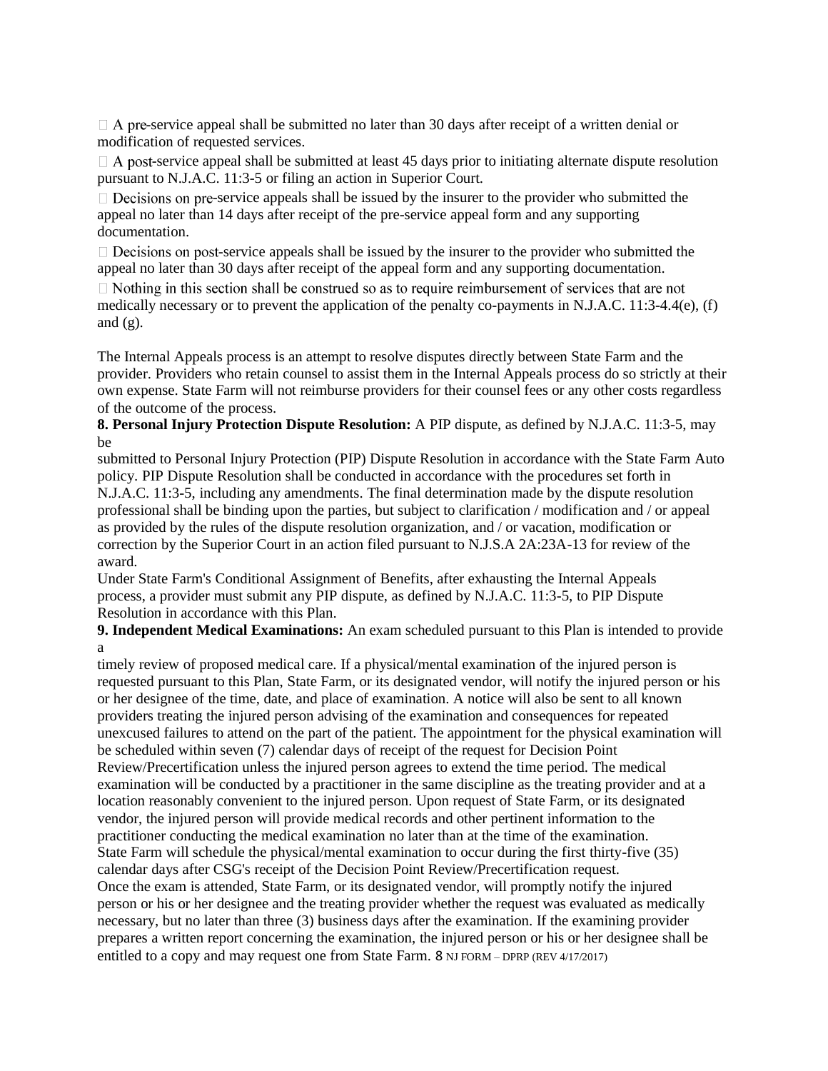- A pre-service appeal shall be submitted no later than 30 days after receipt of a written denial or modification of requested services.
- A post-service appeal shall be submitted at least 45 days prior to initiating alternate dispute resolution pursuant to N.J.A.C. 11:3-5 or filing an action in Superior Court.
- Decisions on pre-service appeals shall be issued by the insurer to the provider who submitted the appeal no later than 14 days after receipt of the pre-service appeal form and any supporting documentation.
- Decisions on post-service appeals shall be issued by the insurer to the provider who submitted the appeal no later than 30 days after receipt of the appeal form and any supporting documentation.
- Nothing in this section shall be construed so as to require reimbursement of services that are not medically necessary or to prevent the application of the penalty co-payments in N.J.A.C. 11:3-4.4(e), (f) and (g).

The Internal Appeals process is an attempt to resolve disputes directly between State Farm and the provider. Providers who retain counsel to assist them in the Internal Appeals process do so strictly at their own expense. State Farm will not reimburse providers for their counsel fees or any other costs regardless of the outcome of the process.

**8. Personal Injury Protection Dispute Resolution:** A PIP dispute, as defined by N.J.A.C. 11:3-5, may be submitted to Personal Injury Protection (PIP) Dispute Resolution in accordance with the State Farm Auto policy. PIP Dispute Resolution shall be conducted in accordance with the procedures set forth in N.J.A.C. 11:3-5, including any amendments. The final determination made by the dispute resolution professional shall be binding upon the parties, but subject to clarification / modification and / or appeal as provided by the rules of the dispute resolution organization, and / or vacation, modification or correction by the Superior Court in an action filed pursuant to N.J.S.A 2A:23A-13 for review of the award.

Under State Farm's Conditional Assignment of Benefits, after exhausting the Internal Appeals process, a provider must submit any PIP dispute, as defined by N.J.A.C. 11:3-5, to PIP Dispute Resolution in accordance with this Plan.

**9. Independent Medical Examinations:** An exam scheduled pursuant to this Plan is intended to provide a timely review of proposed medical care. If a physical/mental examination of the injured person is requested pursuant to this Plan, State Farm, or its designated vendor, will notify the injured person or his or her designee of the time, date, and place of examination. A notice will also be sent to all known providers treating the injured person advising of the examination and consequences for repeated unexcused failures to attend on the part of the patient. The appointment for the physical examination will be scheduled within seven (7) calendar days of receipt of the request for Decision Point Review/Precertification unless the injured person agrees to extend the time period. The medical examination will be conducted by a practitioner in the same discipline as the treating provider and at a location reasonably convenient to the injured person. Upon request of State Farm, or its designated vendor, the injured person will provide medical records and other pertinent information to the practitioner conducting the medical examination no later than at the time of the examination.

State Farm will schedule the physical/mental examination to occur during the first thirty-five (35) calendar days after CSG's receipt of the Decision Point Review/Precertification request.

Once the exam is attended, State Farm, or its designated vendor, will promptly notify the injured person or his or her designee and the treating provider whether the request was evaluated as medically necessary, but no later than three (3) business days after the examination. If the examining provider prepares a written report concerning the examination, the injured person or his or her designee shall be entitled to a copy and may request one from State Farm.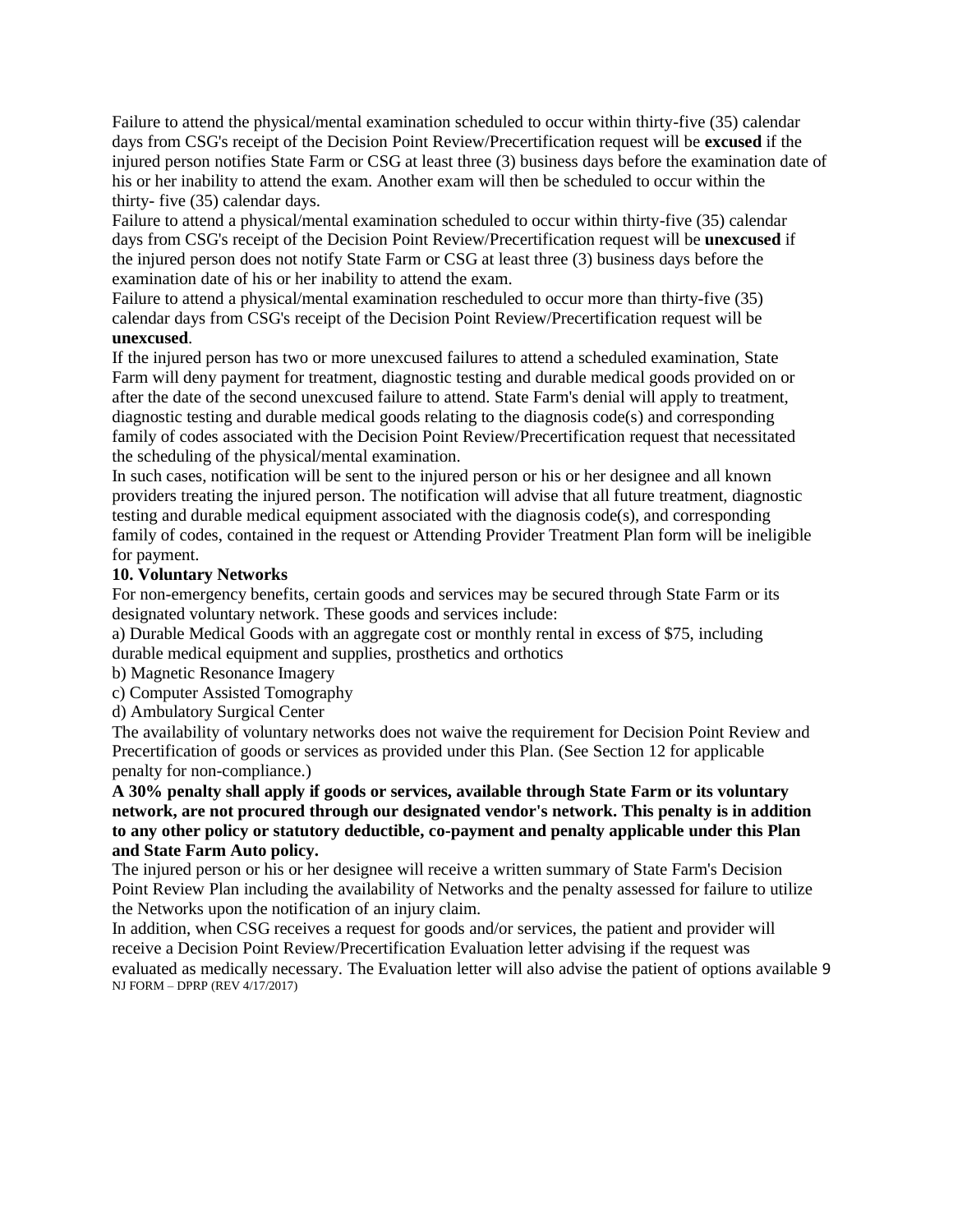Failure to attend the physical/mental examination scheduled to occur within thirty-five (35) calendar days from CSG's receipt of the Decision Point Review/Precertification request will be **excused** if the injured person notifies State Farm or CSG at least three (3) business days before the examination date of his or her inability to attend the exam. Another exam will then be scheduled to occur within the thirty- five (35) calendar days.

Failure to attend a physical/mental examination scheduled to occur within thirty-five (35) calendar days from CSG's receipt of the Decision Point Review/Precertification request will be **unexcused** if the injured person does not notify State Farm or CSG at least three (3) business days before the examination date of his or her inability to attend the exam.

Failure to attend a physical/mental examination rescheduled to occur more than thirty-five (35) calendar days from CSG's receipt of the Decision Point Review/Precertification request will be **unexcused**.

If the injured person has two or more unexcused failures to attend a scheduled examination, State Farm will deny payment for treatment, diagnostic testing and durable medical goods provided on or after the date of the second unexcused failure to attend. State Farm's denial will apply to treatment, diagnostic testing and durable medical goods relating to the diagnosis code(s) and corresponding family of codes associated with the Decision Point Review/Precertification request that necessitated the scheduling of the physical/mental examination.

In such cases, notification will be sent to the injured person or his or her designee and all known providers treating the injured person. The notification will advise that all future treatment, diagnostic testing and durable medical equipment associated with the diagnosis code(s), and corresponding family of codes, contained in the request or Attending Provider Treatment Plan form will be ineligible for payment.

**10. Voluntary Networks**

For non-emergency benefits, certain goods and services may be secured through State Farm or its designated voluntary network. These goods and services include:

a) Durable Medical Goods with an aggregate cost or monthly rental in excess of $75, including durable medical equipment and supplies, prosthetics and orthotics

b) Magnetic Resonance Imagery

c) Computer Assisted Tomography

d) Ambulatory Surgical Center

The availability of voluntary networks does not waive the requirement for Decision Point Review and Precertification of goods or services as provided under this Plan. (See Section 12 for applicable penalty for non-compliance.)

**A 30% penalty shall apply if goods or services, available through State Farm or its voluntary network, are not procured through our designated vendor's network. This penalty is in addition to any other policy or statutory deductible, co-payment and penalty applicable under this Plan and State Farm Auto policy.**

The injured person or his or her designee will receive a written summary of State Farm's Decision Point Review Plan including the availability of Networks and the penalty assessed for failure to utilize the Networks upon the notification of an injury claim.

In addition, when CSG receives a request for goods and/or services, the patient and provider will receive a Decision Point Review/Precertification Evaluation letter advising if the request was evaluated as medically necessary. The Evaluation letter will also advise the patient of options available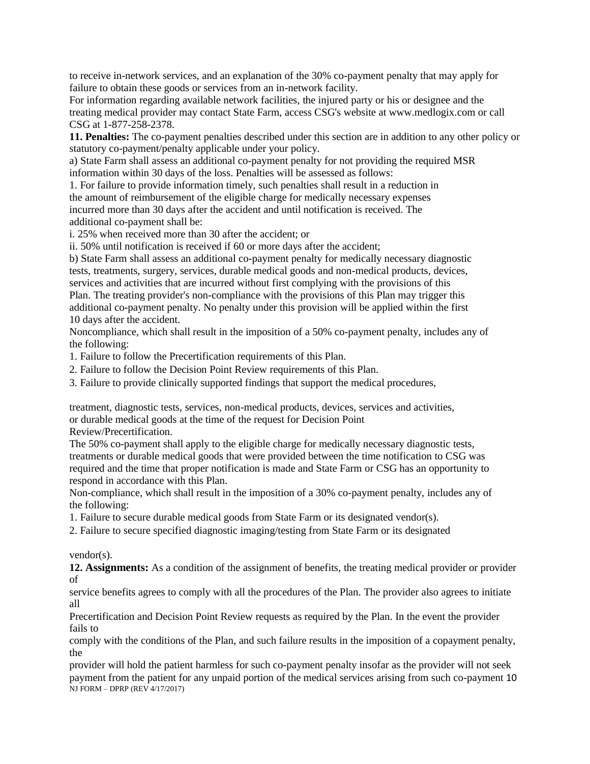to receive in-network services, and an explanation of the 30% co-payment penalty that may apply for failure to obtain these goods or services from an in-network facility.

For information regarding available network facilities, the injured party or his or designee and the treating medical provider may contact State Farm, access CSG's website at www.medlogix.com or call CSG at 1-877-258-2378.

**11. Penalties:** The co-payment penalties described under this section are in addition to any other policy or statutory co-payment/penalty applicable under your policy.

a) State Farm shall assess an additional co-payment penalty for not providing the required MSR information within 30 days of the loss. Penalties will be assessed as follows:

1. For failure to provide information timely, such penalties shall result in a reduction in the amount of reimbursement of the eligible charge for medically necessary expenses incurred more than 30 days after the accident and until notification is received. The additional co-payment shall be:

i. 25% when received more than 30 after the accident; or

ii. 50% until notification is received if 60 or more days after the accident;

b) State Farm shall assess an additional co-payment penalty for medically necessary diagnostic tests, treatments, surgery, services, durable medical goods and non-medical products, devices, services and activities that are incurred without first complying with the provisions of this Plan. The treating provider's non-compliance with the provisions of this Plan may trigger this additional co-payment penalty. No penalty under this provision will be applied within the first 10 days after the accident.

Noncompliance, which shall result in the imposition of a 50% co-payment penalty, includes any of the following:

1. Failure to follow the Precertification requirements of this Plan.
2. Failure to follow the Decision Point Review requirements of this Plan.
3. Failure to provide clinically supported findings that support the medical procedures, treatment, diagnostic tests, services, non-medical products, devices, services and activities, or durable medical goods at the time of the request for Decision Point Review/Precertification.

The 50% co-payment shall apply to the eligible charge for medically necessary diagnostic tests, treatments or durable medical goods that were provided between the time notification to CSG was required and the time that proper notification is made and State Farm or CSG has an opportunity to respond in accordance with this Plan.

Non-compliance, which shall result in the imposition of a 30% co-payment penalty, includes any of the following:

1. Failure to secure durable medical goods from State Farm or its designated vendor(s).
2. Failure to secure specified diagnostic imaging/testing from State Farm or its designated vendor(s).

**12. Assignments:** As a condition of the assignment of benefits, the treating medical provider or provider of service benefits agrees to comply with all the procedures of the Plan. The provider also agrees to initiate all Precertification and Decision Point Review requests as required by the Plan. In the event the provider fails to comply with the conditions of the Plan, and such failure results in the imposition of a copayment penalty, the provider will hold the patient harmless for such co-payment penalty insofar as the provider will not seek payment from the patient for any unpaid portion of the medical services arising from such co-payment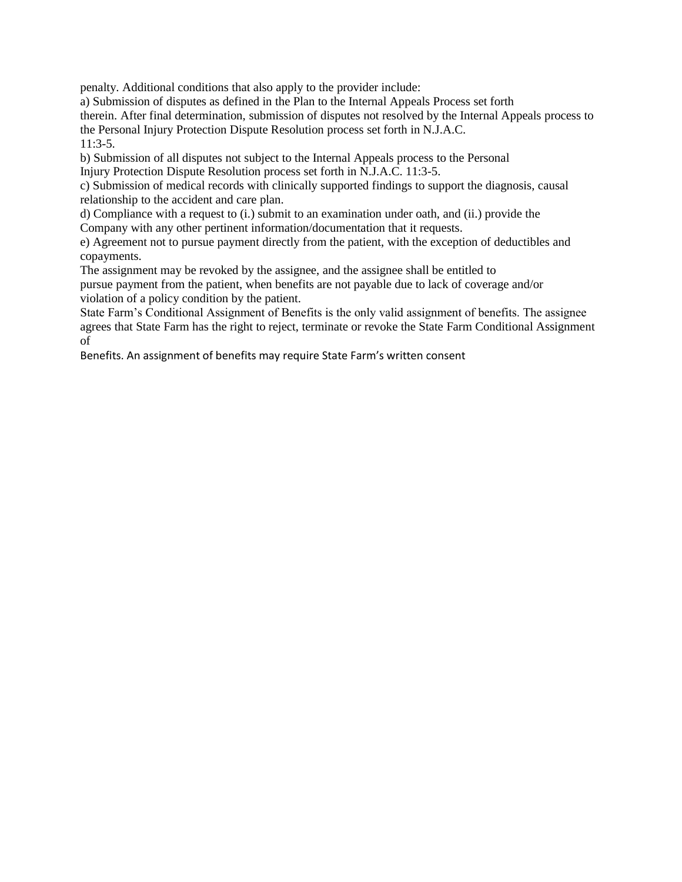penalty. Additional conditions that also apply to the provider include:

a) Submission of disputes as defined in the Plan to the Internal Appeals Process set forth therein. After final determination, submission of disputes not resolved by the Internal Appeals process to the Personal Injury Protection Dispute Resolution process set forth in N.J.A.C. 11:3-5.

b) Submission of all disputes not subject to the Internal Appeals process to the Personal Injury Protection Dispute Resolution process set forth in N.J.A.C. 11:3-5.

c) Submission of medical records with clinically supported findings to support the diagnosis, causal relationship to the accident and care plan.

d) Compliance with a request to (i.) submit to an examination under oath, and (ii.) provide the Company with any other pertinent information/documentation that it requests.

e) Agreement not to pursue payment directly from the patient, with the exception of deductibles and copayments.

The assignment may be revoked by the assignee, and the assignee shall be entitled to pursue payment from the patient, when benefits are not payable due to lack of coverage and/or violation of a policy condition by the patient.

State Farm's Conditional Assignment of Benefits is the only valid assignment of benefits. The assignee agrees that State Farm has the right to reject, terminate or revoke the State Farm Conditional Assignment of Benefits. An assignment of benefits may require State Farm's written consent